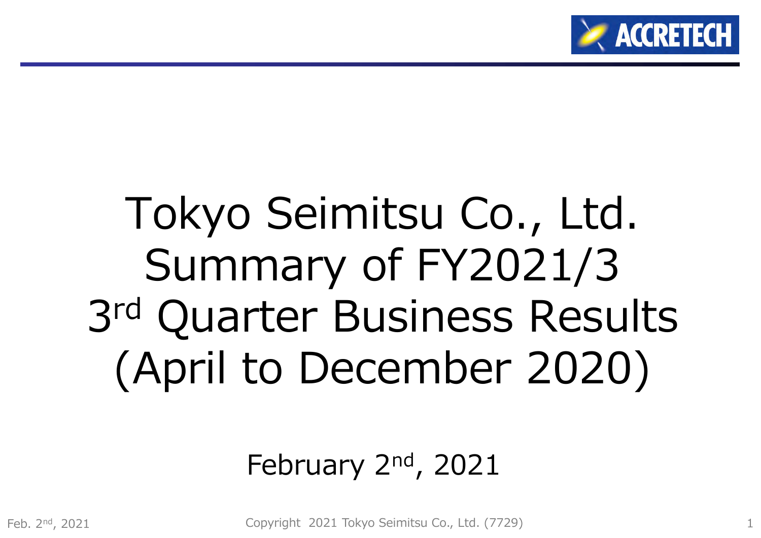# Tokyo Seimitsu Co., Ltd. Summary of FY2021/3 3rd Quarter Business Results (April to December 2020)

February 2nd, 2021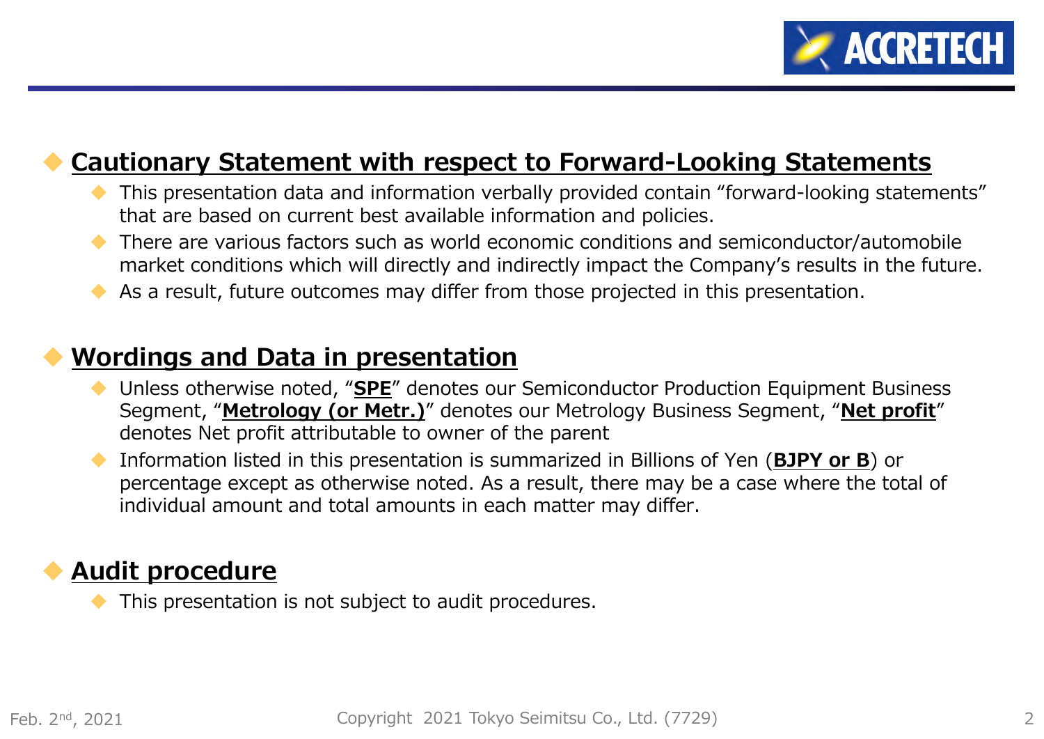## Cautionary Statement with respect to Forward-Looking Statements

- This presentation data and information verbally provided contain "forward-looking statements" that are based on current best available information and policies.
- There are various factors such as world economic conditions and semiconductor/automobile market conditions which will directly and indirectly impact the Company's results in the future.
- As a result, future outcomes may differ from those projected in this presentation.

## Wordings and Data in presentation

- Unless otherwise noted, "**SPE**" denotes our Semiconductor Production Equipment Business Segment, "**Metrology (or Metr.)**" denotes our Metrology Business Segment, "**Net profit**" denotes Net profit attributable to owner of the parent
- Information listed in this presentation is summarized in Billions of Yen (**BJPY or B**) or percentage except as otherwise noted. As a result, there may be a case where the total of individual amount and total amounts in each matter may differ.

## Audit procedure

- This presentation is not subject to audit procedures.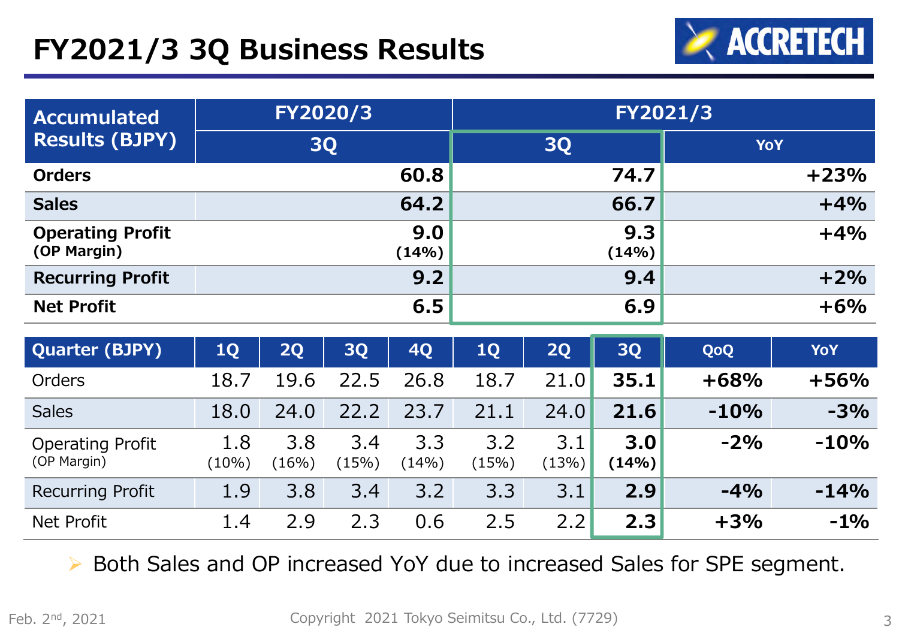# FY2021/3 3Q Business Results

| Accumulated Results (BJPY) | FY2020/3 | FY2021/3 | |
|---|---|---|---|
| | 3Q | 3Q | YoY |
| Orders | 60.8 | 74.7 | +23% |
| Sales | 64.2 | 66.7 | +4% |
| Operating Profit (OP Margin) | 9.0 (14%) | 9.3 (14%) | +4% |
| Recurring Profit | 9.2 | 9.4 | +2% |
| Net Profit | 6.5 | 6.9 | +6% |

| Quarter (BJPY) | 1Q | 2Q | 3Q | 4Q | 1Q | 2Q | 3Q | QoQ | YoY |
|---|---|---|---|---|---|---|---|---|---|
| Orders | 18.7 | 19.6 | 22.5 | 26.8 | 18.7 | 21.0 | **35.1** | +68% | +56% |
| Sales | 18.0 | 24.0 | 22.2 | 23.7 | 21.1 | 24.0 | **21.6** | -10% | -3% |
| Operating Profit (OP Margin) | 1.8 (10%) | 3.8 (16%) | 3.4 (15%) | 3.3 (14%) | 3.2 (15%) | 3.1 (13%) | **3.0 (14%)** | -2% | -10% |
| Recurring Profit | 1.9 | 3.8 | 3.4 | 3.2 | 3.3 | 3.1 | **2.9** | -4% | -14% |
| Net Profit | 1.4 | 2.9 | 2.3 | 0.6 | 2.5 | 2.2 | **2.3** | +3% | -1% |

- Both Sales and OP increased YoY due to increased Sales for SPE segment.

Feb. 2nd, 2021

Copyright 2021 Tokyo Seimitsu Co., Ltd. (7729)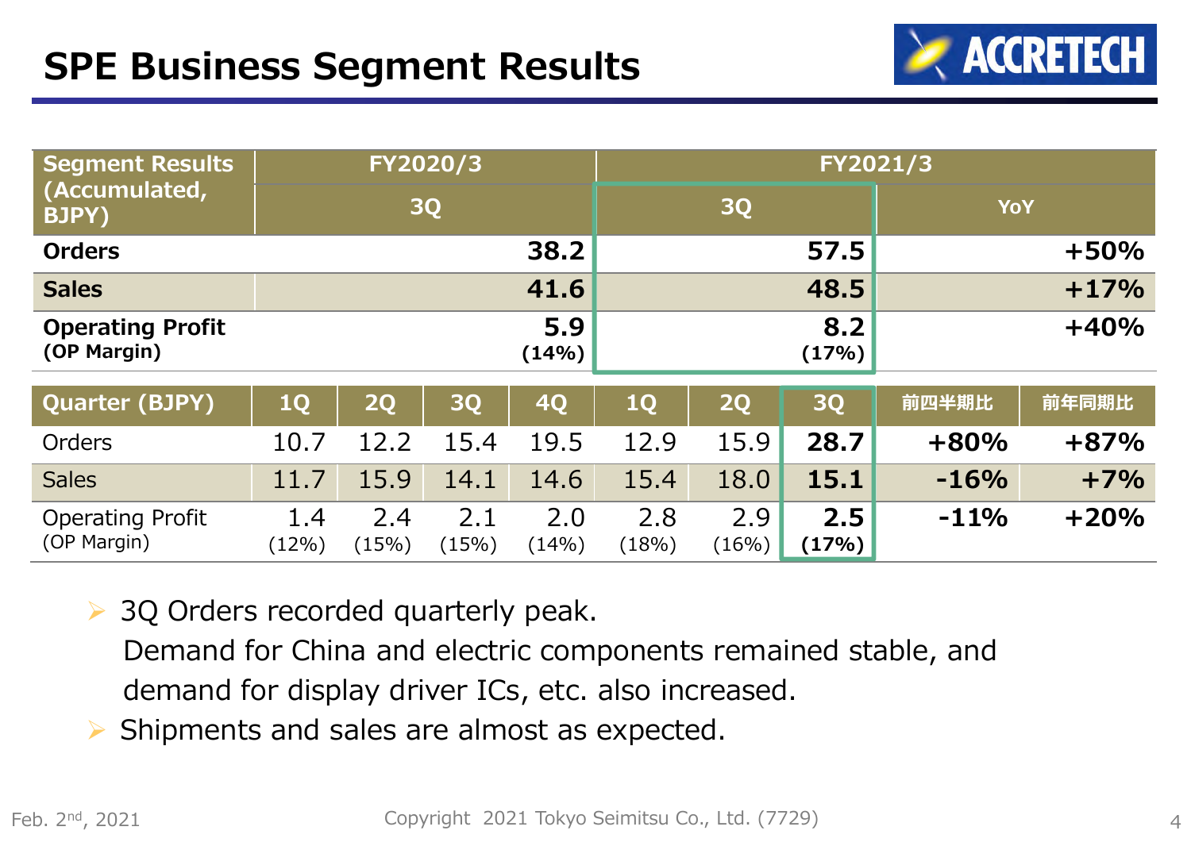# SPE Business Segment Results

| Segment Results (Accumulated, BJPY) | FY2020/3 3Q | FY2021/3 3Q | FY2021/3 YoY |
|---|---|---|---|
| **Orders** | **38.2** | **57.5** | **+50%** |
| **Sales** | **41.6** | **48.5** | **+17%** |
| **Operating Profit** (OP Margin) | **5.9** (14%) | **8.2** (17%) | **+40%** |

| Quarter (BJPY) | FY2020/3 1Q | FY2020/3 2Q | FY2020/3 3Q | FY2020/3 4Q | FY2021/3 1Q | FY2021/3 2Q | FY2021/3 3Q | 前四半期比 | 前年同期比 |
|---|---|---|---|---|---|---|---|---|---|
| Orders | 10.7 | 12.2 | 15.4 | 19.5 | 12.9 | 15.9 | **28.7** | **+80%** | **+87%** |
| Sales | 11.7 | 15.9 | 14.1 | 14.6 | 15.4 | 18.0 | **15.1** | **-16%** | **+7%** |
| Operating Profit (OP Margin) | 1.4 (12%) | 2.4 (15%) | 2.1 (15%) | 2.0 (14%) | 2.8 (18%) | 2.9 (16%) | **2.5 (17%)** | **-11%** | **+20%** |

- 3Q Orders recorded quarterly peak.
  Demand for China and electric components remained stable, and demand for display driver ICs, etc. also increased.
- Shipments and sales are almost as expected.

Feb. 2nd, 2021 Copyright 2021 Tokyo Seimitsu Co., Ltd. (7729)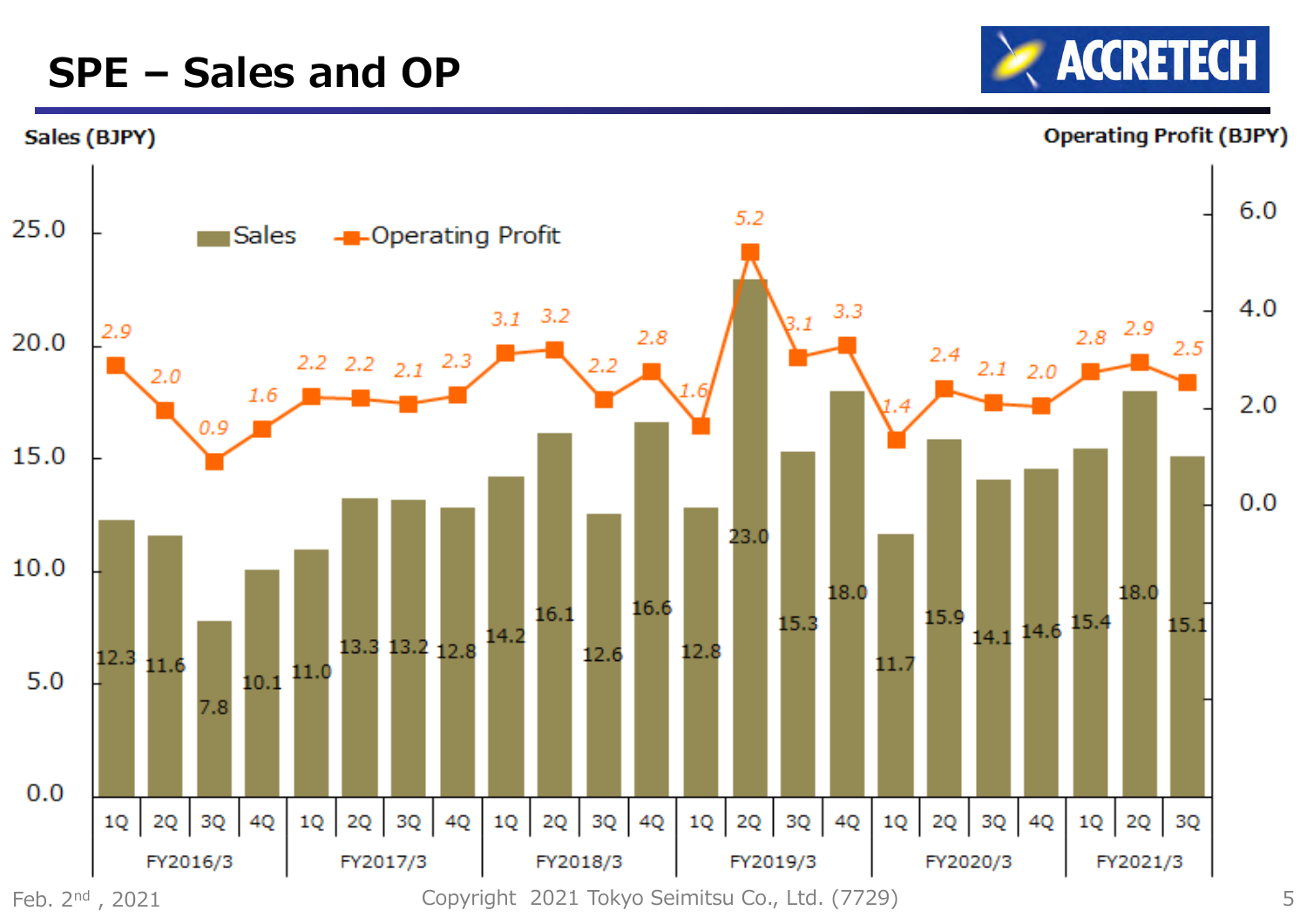# SPE – Sales and OP

Sales (BJPY) / Operating Profit (BJPY)

| Fiscal Year | Quarter | Sales | Operating Profit |
|---|---|---|---|
| FY2016/3 | 1Q | 12.3 | 2.9 |
| | 2Q | 11.6 | 2.0 |
| | 3Q | 7.8 | 0.9 |
| | 4Q | 10.1 | 1.6 |
| FY2017/3 | 1Q | 11.0 | 2.2 |
| | 2Q | 13.3 | 2.2 |
| | 3Q | 13.2 | 2.1 |
| | 4Q | 12.8 | 2.3 |
| FY2018/3 | 1Q | 14.2 | 3.1 |
| | 2Q | 16.1 | 3.2 |
| | 3Q | 12.6 | 2.2 |
| | 4Q | 16.6 | 2.8 |
| FY2019/3 | 1Q | 12.8 | 1.6 |
| | 2Q | 23.0 | 5.2 |
| | 3Q | 15.3 | 3.1 |
| | 4Q | 18.0 | 3.3 |
| FY2020/3 | 1Q | 11.7 | 1.4 |
| | 2Q | 15.9 | 2.4 |
| | 3Q | 14.1 | 2.1 |
| | 4Q | 14.6 | 2.0 |
| FY2021/3 | 1Q | 15.4 | 2.8 |
| | 2Q | 18.0 | 2.9 |
| | 3Q | 15.1 | 2.5 |

Feb. 2nd , 2021

Copyright 2021 Tokyo Seimitsu Co., Ltd. (7729)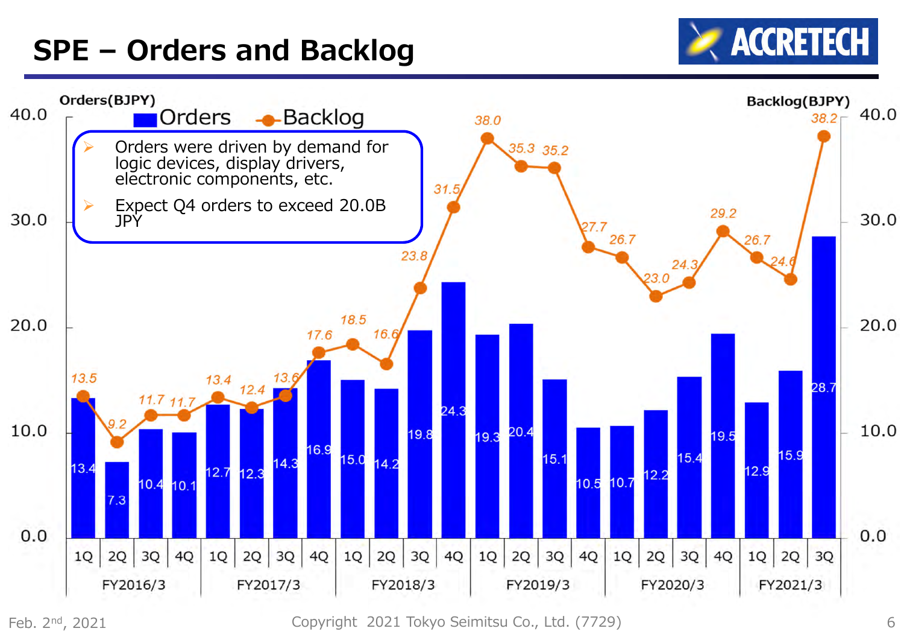# SPE – Orders and Backlog

- Orders were driven by demand for logic devices, display drivers, electronic components, etc.
- Expect Q4 orders to exceed 20.0B JPY

| Fiscal Year | Quarter | Orders (BJPY) | Backlog (BJPY) |
|---|---|---|---|
| FY2016/3 | 1Q | 13.4 | 13.5 |
| | 2Q | 7.3 | 9.2 |
| | 3Q | 10.4 | 11.7 |
| | 4Q | 10.1 | 11.7 |
| FY2017/3 | 1Q | 12.7 | 13.4 |
| | 2Q | 12.3 | 12.4 |
| | 3Q | 14.3 | 13.6 |
| | 4Q | 16.9 | 17.6 |
| FY2018/3 | 1Q | 15.0 | 18.5 |
| | 2Q | 14.2 | 16.6 |
| | 3Q | 19.8 | 23.8 |
| | 4Q | 24.3 | 31.5 |
| FY2019/3 | 1Q | 19.3 | 38.0 |
| | 2Q | 20.4 | 35.3 |
| | 3Q | 15.1 | 35.2 |
| | 4Q | 10.5 | 27.7 |
| FY2020/3 | 1Q | 10.7 | 26.7 |
| | 2Q | 12.2 | 23.0 |
| | 3Q | 15.4 | 24.3 |
| | 4Q | 19.5 | 29.2 |
| FY2021/3 | 1Q | 12.9 | 26.7 |
| | 2Q | 15.9 | 24.6 |
| | 3Q | 28.7 | 38.2 |

Feb. 2nd, 2021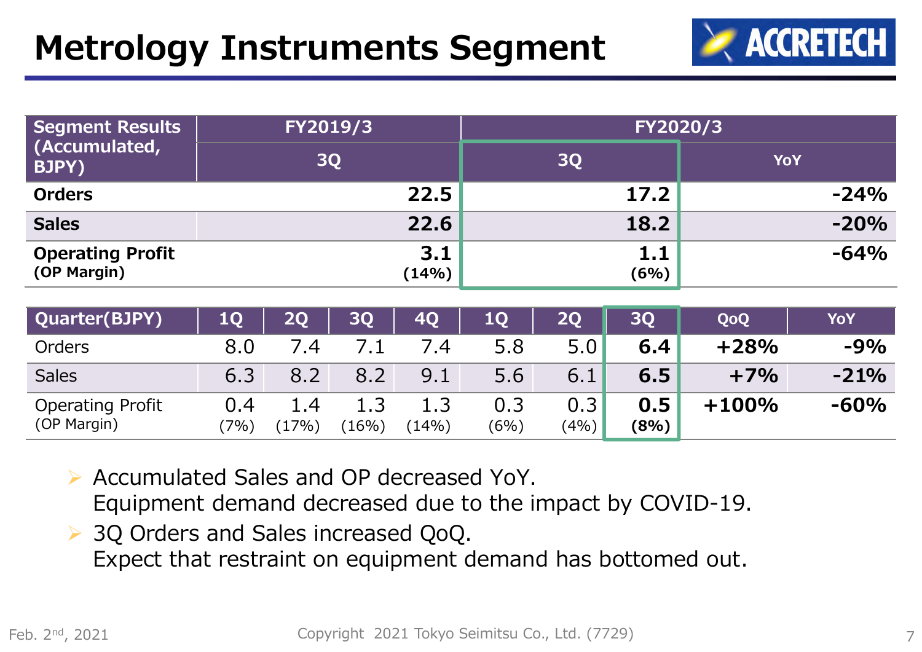# Metrology Instruments Segment

| Segment Results (Accumulated, BJPY) | FY2019/3 | FY2020/3 | |
|---|---|---|---|
| | 3Q | 3Q | YoY |
| Orders | 22.5 | 17.2 | -24% |
| Sales | 22.6 | 18.2 | -20% |
| Operating Profit (OP Margin) | 3.1 (14%) | 1.1 (6%) | -64% |

| Quarter(BJPY) | 1Q | 2Q | 3Q | 4Q | 1Q | 2Q | 3Q | QoQ | YoY |
|---|---|---|---|---|---|---|---|---|---|
| Orders | 8.0 | 7.4 | 7.1 | 7.4 | 5.8 | 5.0 | 6.4 | +28% | -9% |
| Sales | 6.3 | 8.2 | 8.2 | 9.1 | 5.6 | 6.1 | 6.5 | +7% | -21% |
| Operating Profit (OP Margin) | 0.4 (7%) | 1.4 (17%) | 1.3 (16%) | 1.3 (14%) | 0.3 (6%) | 0.3 (4%) | 0.5 (8%) | +100% | -60% |

- Accumulated Sales and OP decreased YoY.
  Equipment demand decreased due to the impact by COVID-19.
- 3Q Orders and Sales increased QoQ.
  Expect that restraint on equipment demand has bottomed out.

Feb. 2nd, 2021 Copyright 2021 Tokyo Seimitsu Co., Ltd. (7729)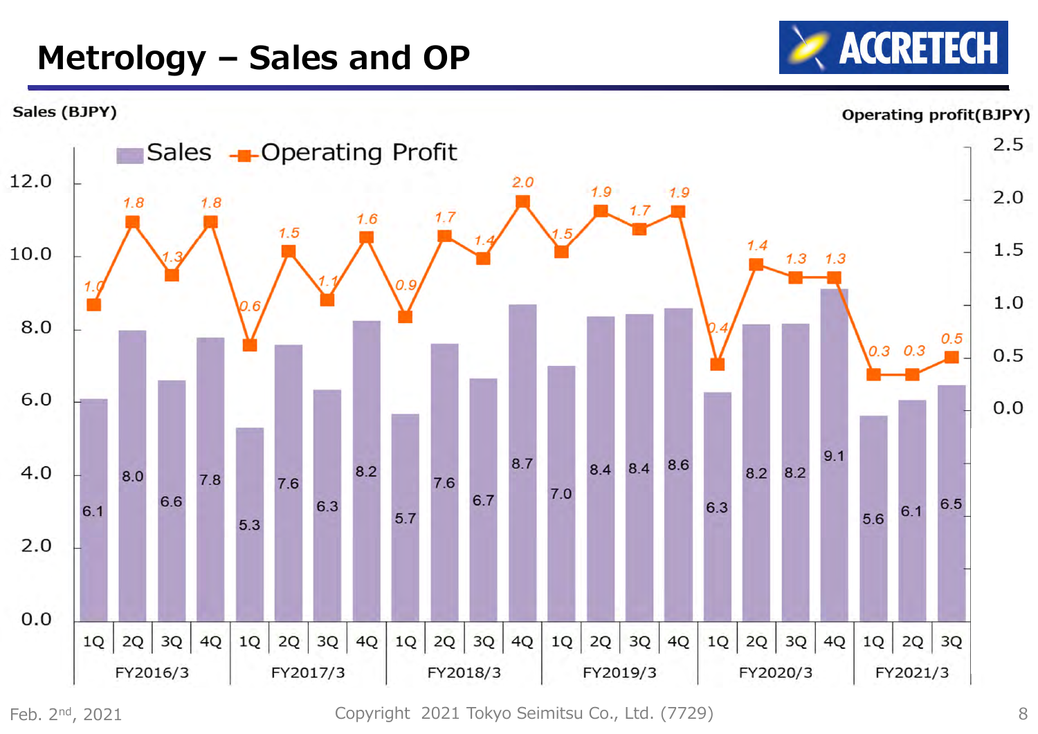# Metrology – Sales and OP

Sales (BJPY) / Operating profit (BJPY)

| Fiscal Year | Quarter | Sales | Operating Profit |
| --- | --- | --- | --- |
| FY2016/3 | 1Q | 6.1 | 1.0 |
| | 2Q | 8.0 | 1.8 |
| | 3Q | 6.6 | 1.3 |
| | 4Q | 7.8 | 1.8 |
| FY2017/3 | 1Q | 5.3 | 0.6 |
| | 2Q | 7.6 | 1.5 |
| | 3Q | 6.3 | 1.1 |
| | 4Q | 8.2 | 1.6 |
| FY2018/3 | 1Q | 5.7 | 0.9 |
| | 2Q | 7.6 | 1.7 |
| | 3Q | 6.7 | 1.4 |
| | 4Q | 8.7 | 2.0 |
| FY2019/3 | 1Q | 7.0 | 1.5 |
| | 2Q | 8.4 | 1.9 |
| | 3Q | 8.4 | 1.7 |
| | 4Q | 8.6 | 1.9 |
| FY2020/3 | 1Q | 6.3 | 0.4 |
| | 2Q | 8.2 | 1.4 |
| | 3Q | 8.2 | 1.3 |
| | 4Q | 9.1 | 1.3 |
| FY2021/3 | 1Q | 5.6 | 0.3 |
| | 2Q | 6.1 | 0.3 |
| | 3Q | 6.5 | 0.5 |

Feb. 2nd, 2021 Copyright 2021 Tokyo Seimitsu Co., Ltd. (7729)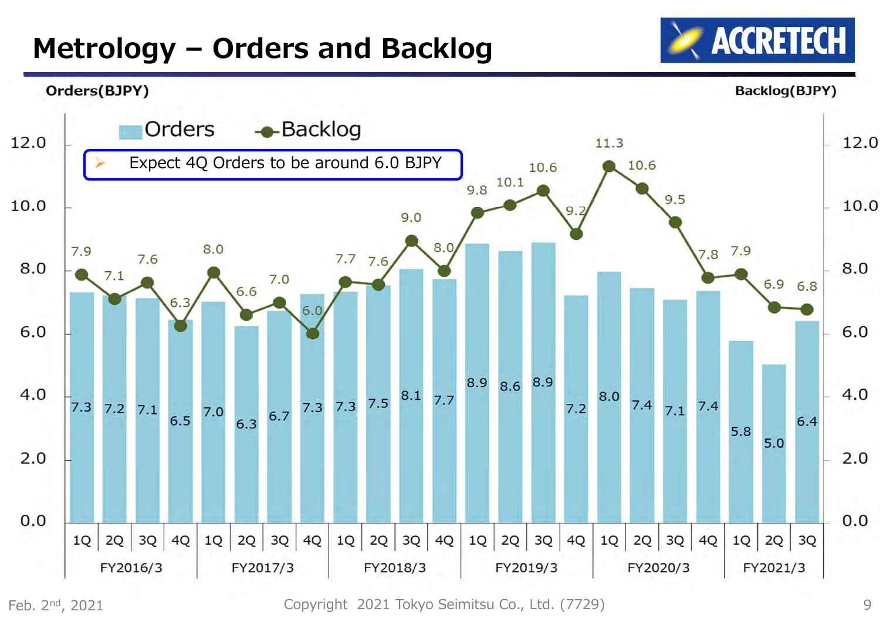# Metrology – Orders and Backlog

Orders(BJPY) Backlog(BJPY)

- Expect 4Q Orders to be around 6.0 BJPY

| Fiscal Year | Quarter | Orders | Backlog |
|---|---|---|---|
| FY2016/3 | 1Q | 7.3 | 7.9 |
| | 2Q | 7.2 | 7.1 |
| | 3Q | 7.1 | 7.6 |
| | 4Q | 6.5 | 6.3 |
| FY2017/3 | 1Q | 7.0 | 8.0 |
| | 2Q | 6.3 | 6.6 |
| | 3Q | 6.7 | 7.0 |
| | 4Q | 7.3 | 6.0 |
| FY2018/3 | 1Q | 7.3 | 7.7 |
| | 2Q | 7.5 | 7.6 |
| | 3Q | 8.1 | 9.0 |
| | 4Q | 7.7 | 8.0 |
| FY2019/3 | 1Q | 8.9 | 9.8 |
| | 2Q | 8.6 | 10.1 |
| | 3Q | 8.9 | 10.6 |
| | 4Q | 7.2 | 9.2 |
| FY2020/3 | 1Q | 8.0 | 11.3 |
| | 2Q | 7.4 | 10.6 |
| | 3Q | 7.1 | 9.5 |
| | 4Q | 7.4 | 7.8 |
| FY2021/3 | 1Q | 5.8 | 7.9 |
| | 2Q | 5.0 | 6.9 |
| | 3Q | 6.4 | 6.8 |

Feb. 2nd, 2021 Copyright 2021 Tokyo Seimitsu Co., Ltd. (7729)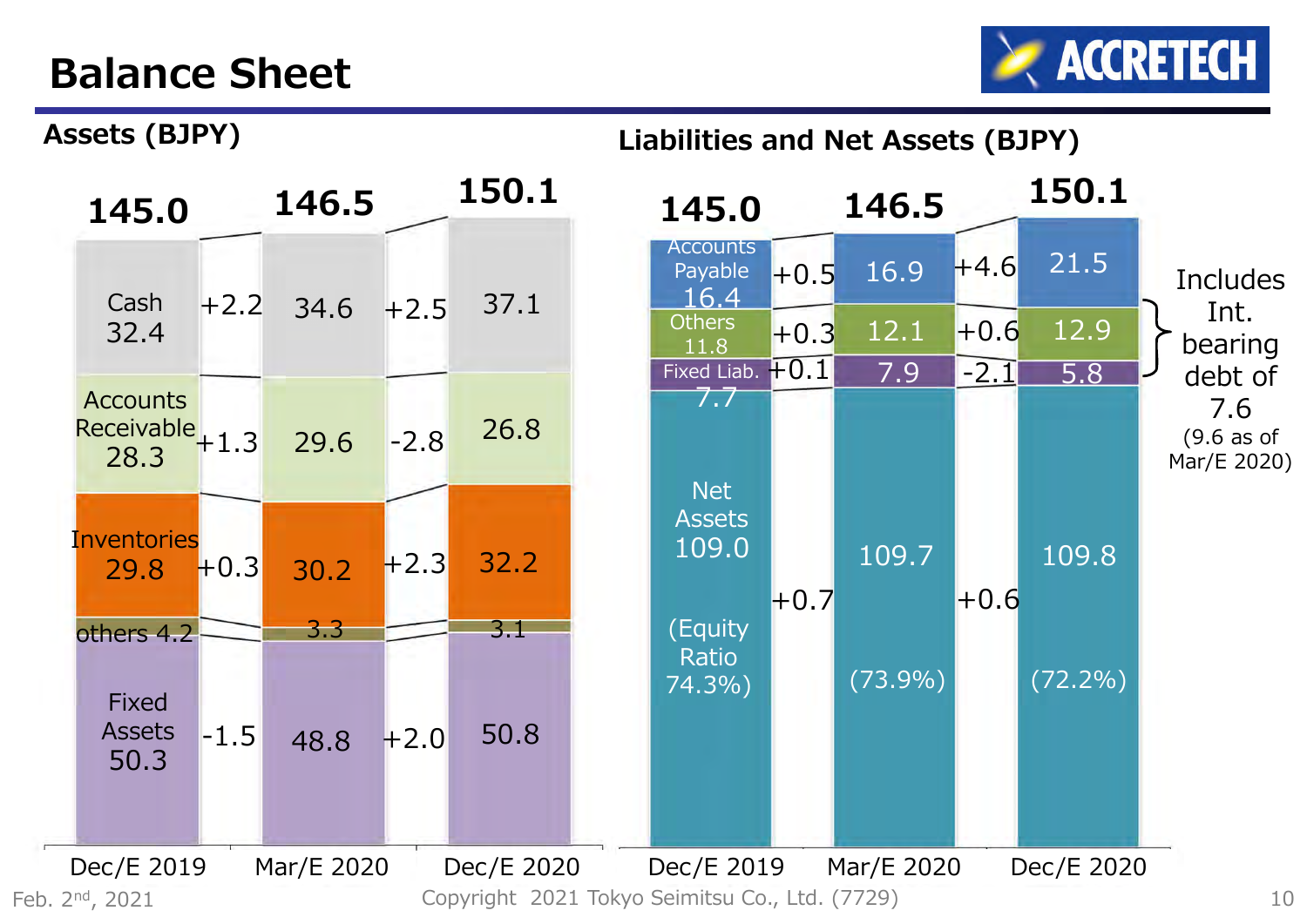# Balance Sheet

## Assets (BJPY)

| | Dec/E 2019 | Change | Mar/E 2020 | Change | Dec/E 2020 |
|---|---|---|---|---|---|
| Total | 145.0 | | 146.5 | | 150.1 |
| Cash | 32.4 | +2.2 | 34.6 | +2.5 | 37.1 |
| Accounts Receivable | 28.3 | +1.3 | 29.6 | -2.8 | 26.8 |
| Inventories | 29.8 | +0.3 | 30.2 | +2.3 | 32.2 |
| others | 4.2 | | 3.3 | | 3.1 |
| Fixed Assets | 50.3 | -1.5 | 48.8 | +2.0 | 50.8 |

## Liabilities and Net Assets (BJPY)

| | Dec/E 2019 | Change | Mar/E 2020 | Change | Dec/E 2020 |
|---|---|---|---|---|---|
| Total | 145.0 | | 146.5 | | 150.1 |
| Accounts Payable | 16.4 | +0.5 | 16.9 | +4.6 | 21.5 |
| Others | 11.8 | +0.3 | 12.1 | +0.6 | 12.9 |
| Fixed Liab. | 7.7 | +0.1 | 7.9 | -2.1 | 5.8 |
| Net Assets | 109.0 | +0.7 | 109.7 | +0.6 | 109.8 |
| (Equity Ratio) | (74.3%) | | (73.9%) | | (72.2%) |

Includes Int. bearing debt of 7.6 (9.6 as of Mar/E 2020)

Feb. 2nd, 2021

Copyright 2021 Tokyo Seimitsu Co., Ltd. (7729)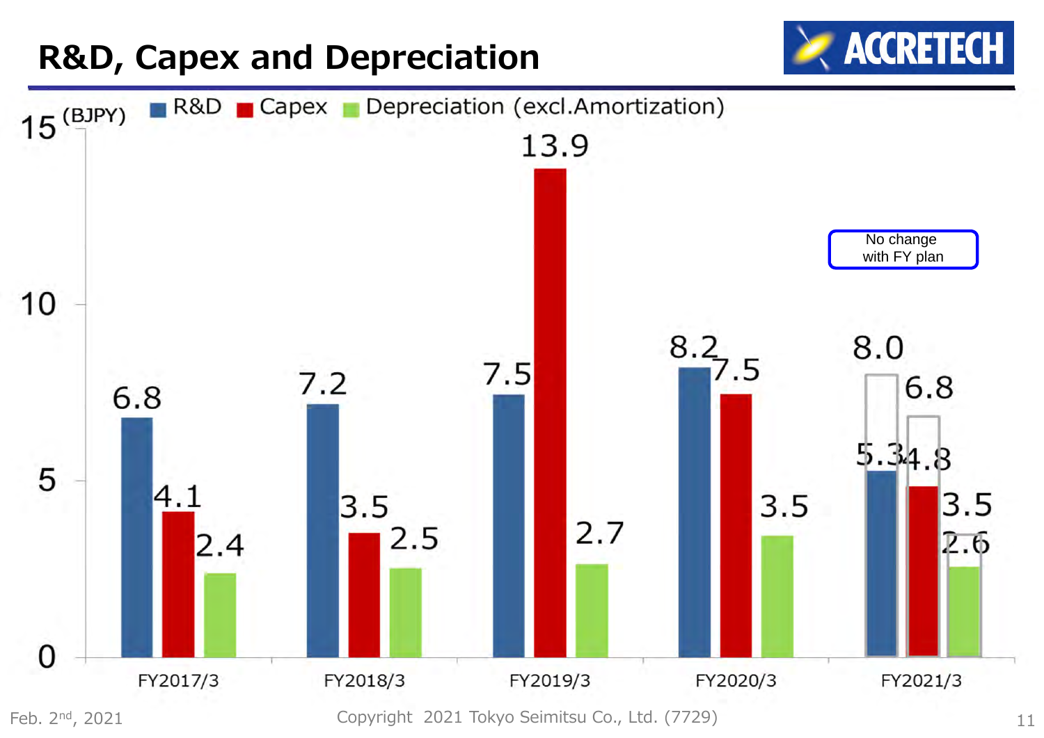# R&D, Capex and Depreciation

(BJPY)

| | R&D | Capex | Depreciation (excl.Amortization) |
|---|---|---|---|
| FY2017/3 | 6.8 | 4.1 | 2.4 |
| FY2018/3 | 7.2 | 3.5 | 2.5 |
| FY2019/3 | 7.5 | 13.9 | 2.7 |
| FY2020/3 | 8.2 | 7.5 | 3.5 |
| FY2021/3 | 5.3 (8.0) | 4.8 (6.8) | 2.6 (3.5) |

No change with FY plan

Feb. 2nd, 2021

Copyright 2021 Tokyo Seimitsu Co., Ltd. (7729)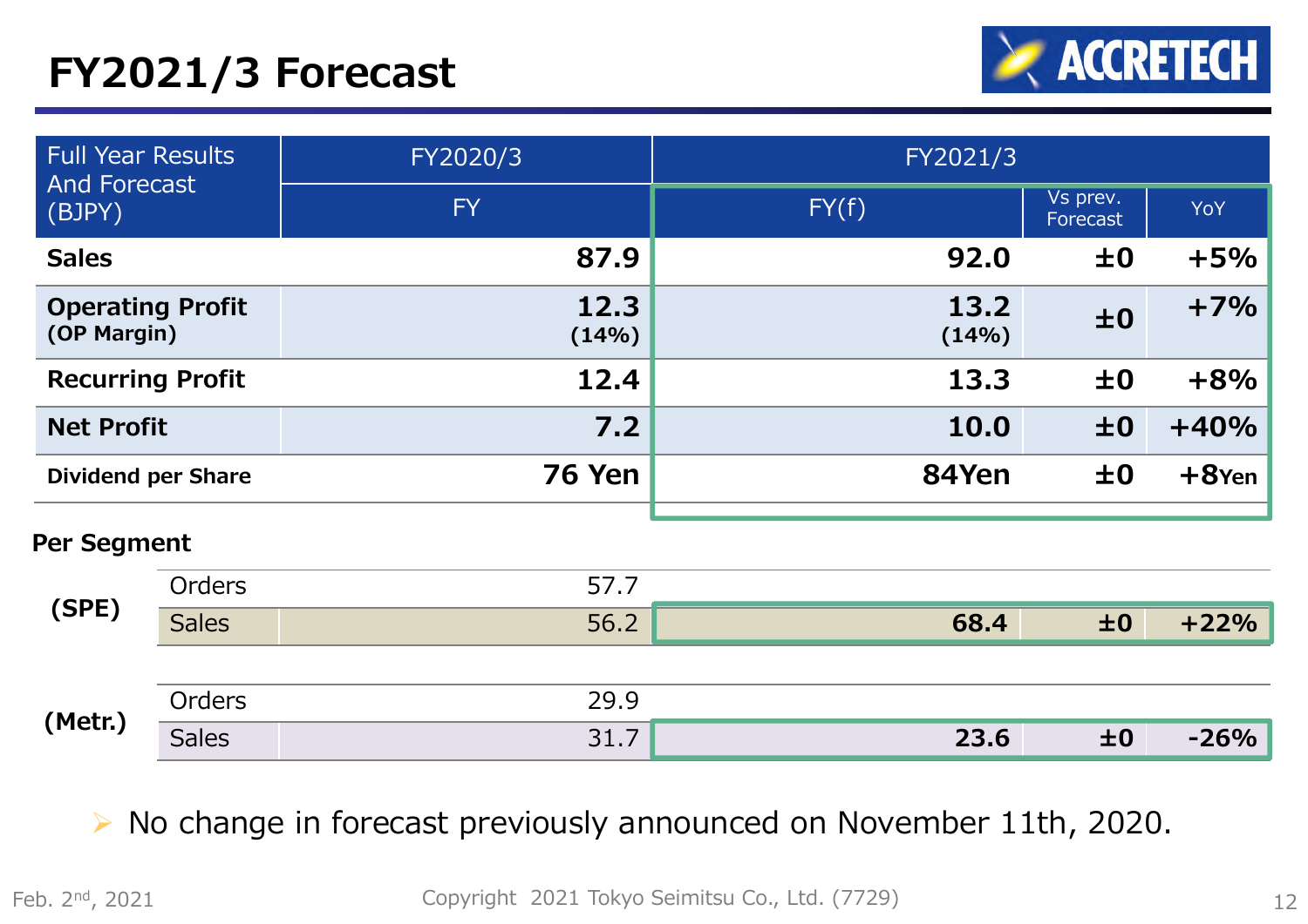# FY2021/3 Forecast

| Full Year Results And Forecast (BJPY) | FY2020/3 | FY2021/3 | | |
|---|---|---|---|---|
| | FY | FY(f) | Vs prev. Forecast | YoY |
| **Sales** | **87.9** | **92.0** | **±0** | **+5%** |
| **Operating Profit** (OP Margin) | **12.3** (14%) | **13.2** (14%) | **±0** | **+7%** |
| **Recurring Profit** | **12.4** | **13.3** | **±0** | **+8%** |
| **Net Profit** | **7.2** | **10.0** | **±0** | **+40%** |
| **Dividend per Share** | **76 Yen** | **84Yen** | **±0** | **+8Yen** |

**Per Segment**

| | | FY2020/3 | FY2021/3 FY(f) | Vs prev. Forecast | YoY |
|---|---|---|---|---|---|
| (SPE) | Orders | 57.7 | | | |
| | Sales | 56.2 | **68.4** | **±0** | **+22%** |
| (Metr.) | Orders | 29.9 | | | |
| | Sales | 31.7 | **23.6** | **±0** | **-26%** |

- No change in forecast previously announced on November 11th, 2020.

Feb. 2nd, 2021

Copyright 2021 Tokyo Seimitsu Co., Ltd. (7729)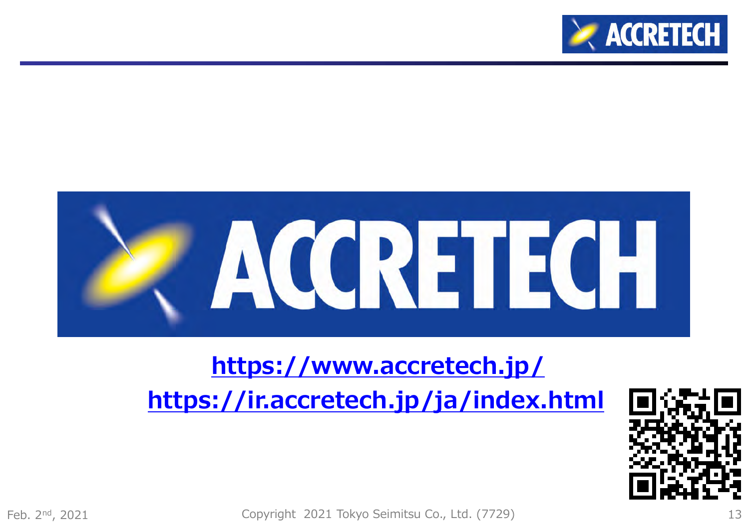ACCRETECH

https://www.accretech.jp/

https://ir.accretech.jp/ja/index.html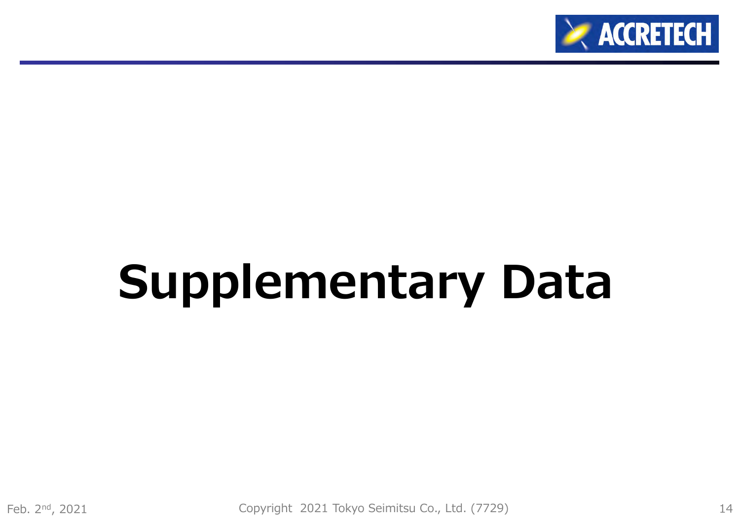# Supplementary Data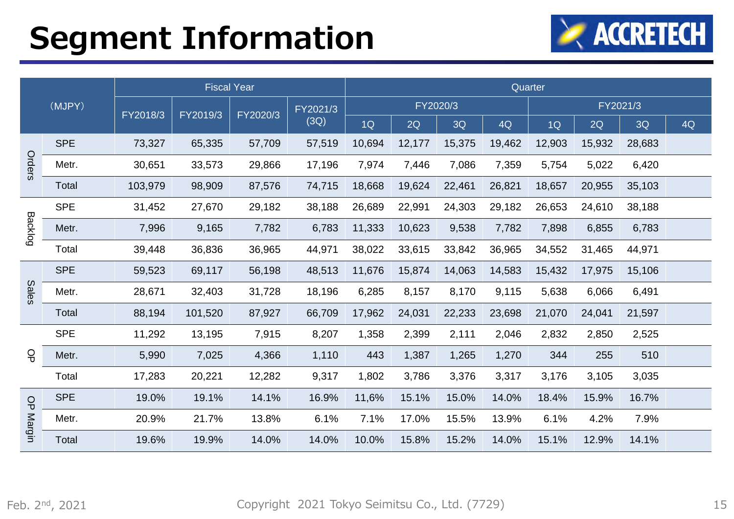# Segment Information

ACCRETECH

| (MJPY) | | Fiscal Year | | | | Quarter | | | | | | | |
|---|---|---|---|---|---|---|---|---|---|---|---|---|---|
| | | FY2018/3 | FY2019/3 | FY2020/3 | FY2021/3 (3Q) | FY2020/3 | | | | FY2021/3 | | | |
| | | | | | | 1Q | 2Q | 3Q | 4Q | 1Q | 2Q | 3Q | 4Q |
| Orders | SPE | 73,327 | 65,335 | 57,709 | 57,519 | 10,694 | 12,177 | 15,375 | 19,462 | 12,903 | 15,932 | 28,683 | |
| | Metr. | 30,651 | 33,573 | 29,866 | 17,196 | 7,974 | 7,446 | 7,086 | 7,359 | 5,754 | 5,022 | 6,420 | |
| | Total | 103,979 | 98,909 | 87,576 | 74,715 | 18,668 | 19,624 | 22,461 | 26,821 | 18,657 | 20,955 | 35,103 | |
| Backlog | SPE | 31,452 | 27,670 | 29,182 | 38,188 | 26,689 | 22,991 | 24,303 | 29,182 | 26,653 | 24,610 | 38,188 | |
| | Metr. | 7,996 | 9,165 | 7,782 | 6,783 | 11,333 | 10,623 | 9,538 | 7,782 | 7,898 | 6,855 | 6,783 | |
| | Total | 39,448 | 36,836 | 36,965 | 44,971 | 38,022 | 33,615 | 33,842 | 36,965 | 34,552 | 31,465 | 44,971 | |
| Sales | SPE | 59,523 | 69,117 | 56,198 | 48,513 | 11,676 | 15,874 | 14,063 | 14,583 | 15,432 | 17,975 | 15,106 | |
| | Metr. | 28,671 | 32,403 | 31,728 | 18,196 | 6,285 | 8,157 | 8,170 | 9,115 | 5,638 | 6,066 | 6,491 | |
| | Total | 88,194 | 101,520 | 87,927 | 66,709 | 17,962 | 24,031 | 22,233 | 23,698 | 21,070 | 24,041 | 21,597 | |
| OP | SPE | 11,292 | 13,195 | 7,915 | 8,207 | 1,358 | 2,399 | 2,111 | 2,046 | 2,832 | 2,850 | 2,525 | |
| | Metr. | 5,990 | 7,025 | 4,366 | 1,110 | 443 | 1,387 | 1,265 | 1,270 | 344 | 255 | 510 | |
| | Total | 17,283 | 20,221 | 12,282 | 9,317 | 1,802 | 3,786 | 3,376 | 3,317 | 3,176 | 3,105 | 3,035 | |
| OP Margin | SPE | 19.0% | 19.1% | 14.1% | 16.9% | 11,6% | 15.1% | 15.0% | 14.0% | 18.4% | 15.9% | 16.7% | |
| | Metr. | 20.9% | 21.7% | 13.8% | 6.1% | 7.1% | 17.0% | 15.5% | 13.9% | 6.1% | 4.2% | 7.9% | |
| | Total | 19.6% | 19.9% | 14.0% | 14.0% | 10.0% | 15.8% | 15.2% | 14.0% | 15.1% | 12.9% | 14.1% | |

Feb. 2nd, 2021 Copyright 2021 Tokyo Seimitsu Co., Ltd. (7729)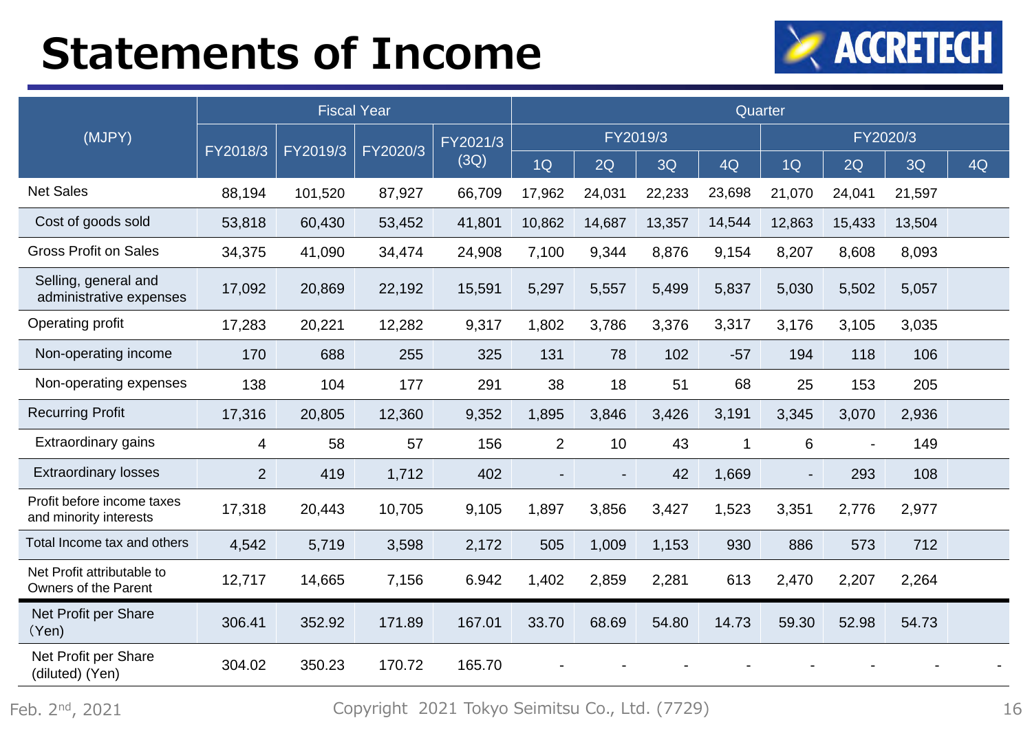# Statements of Income

| (MJPY) | Fiscal Year | | | | Quarter | | | | | | | |
|---|---|---|---|---|---|---|---|---|---|---|---|---|
| | FY2018/3 | FY2019/3 | FY2020/3 | FY2021/3 (3Q) | FY2019/3 | | | | FY2020/3 | | | |
| | | | | | 1Q | 2Q | 3Q | 4Q | 1Q | 2Q | 3Q | 4Q |
| Net Sales | 88,194 | 101,520 | 87,927 | 66,709 | 17,962 | 24,031 | 22,233 | 23,698 | 21,070 | 24,041 | 21,597 | |
| Cost of goods sold | 53,818 | 60,430 | 53,452 | 41,801 | 10,862 | 14,687 | 13,357 | 14,544 | 12,863 | 15,433 | 13,504 | |
| Gross Profit on Sales | 34,375 | 41,090 | 34,474 | 24,908 | 7,100 | 9,344 | 8,876 | 9,154 | 8,207 | 8,608 | 8,093 | |
| Selling, general and administrative expenses | 17,092 | 20,869 | 22,192 | 15,591 | 5,297 | 5,557 | 5,499 | 5,837 | 5,030 | 5,502 | 5,057 | |
| Operating profit | 17,283 | 20,221 | 12,282 | 9,317 | 1,802 | 3,786 | 3,376 | 3,317 | 3,176 | 3,105 | 3,035 | |
| Non-operating income | 170 | 688 | 255 | 325 | 131 | 78 | 102 | -57 | 194 | 118 | 106 | |
| Non-operating expenses | 138 | 104 | 177 | 291 | 38 | 18 | 51 | 68 | 25 | 153 | 205 | |
| Recurring Profit | 17,316 | 20,805 | 12,360 | 9,352 | 1,895 | 3,846 | 3,426 | 3,191 | 3,345 | 3,070 | 2,936 | |
| Extraordinary gains | 4 | 58 | 57 | 156 | 2 | 10 | 43 | 1 | 6 | - | 149 | |
| Extraordinary losses | 2 | 419 | 1,712 | 402 | - | - | 42 | 1,669 | - | 293 | 108 | |
| Profit before income taxes and minority interests | 17,318 | 20,443 | 10,705 | 9,105 | 1,897 | 3,856 | 3,427 | 1,523 | 3,351 | 2,776 | 2,977 | |
| Total Income tax and others | 4,542 | 5,719 | 3,598 | 2,172 | 505 | 1,009 | 1,153 | 930 | 886 | 573 | 712 | |
| Net Profit attributable to Owners of the Parent | 12,717 | 14,665 | 7,156 | 6.942 | 1,402 | 2,859 | 2,281 | 613 | 2,470 | 2,207 | 2,264 | |
| Net Profit per Share (Yen) | 306.41 | 352.92 | 171.89 | 167.01 | 33.70 | 68.69 | 54.80 | 14.73 | 59.30 | 52.98 | 54.73 | |
| Net Profit per Share (diluted) (Yen) | 304.02 | 350.23 | 170.72 | 165.70 | - | - | - | - | - | - | - | - |

Feb. 2nd, 2021 Copyright 2021 Tokyo Seimitsu Co., Ltd. (7729)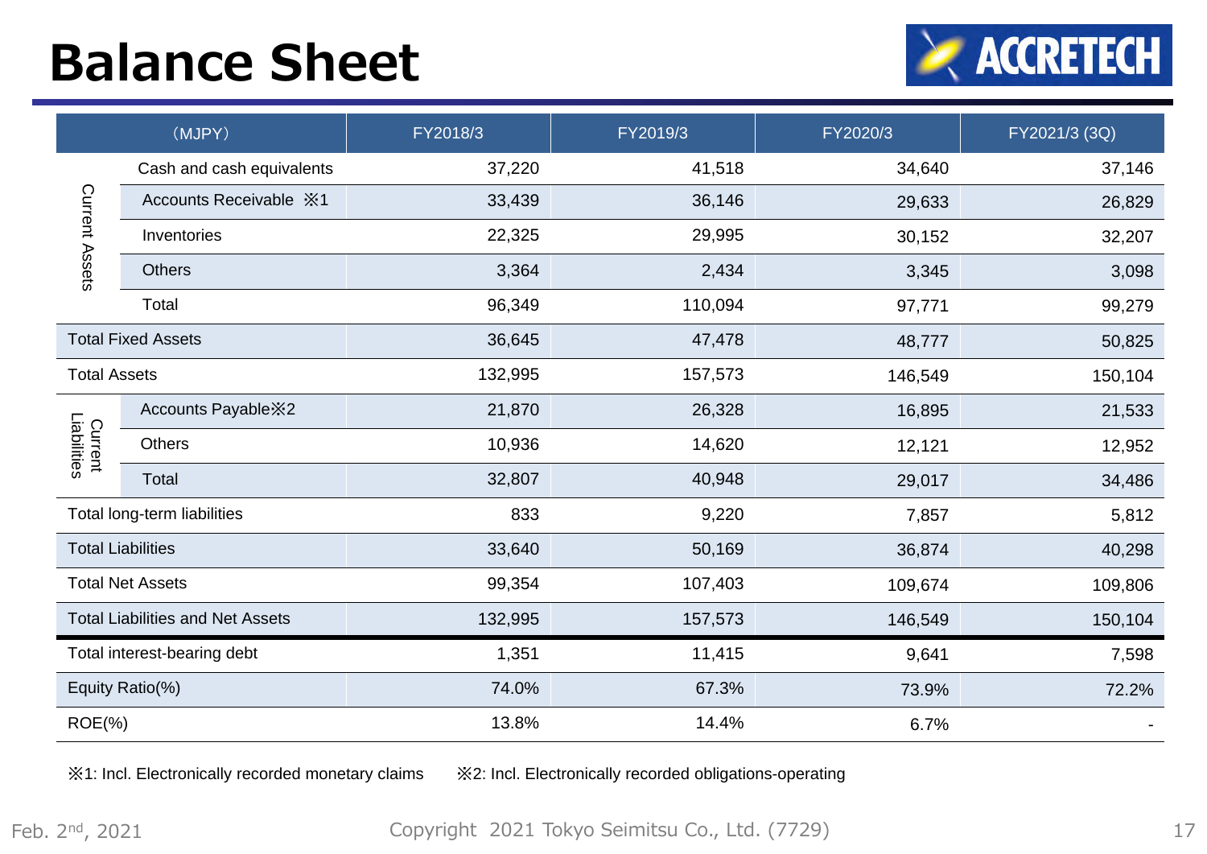# Balance Sheet

| (MJPY) | | FY2018/3 | FY2019/3 | FY2020/3 | FY2021/3 (3Q) |
|---|---|---|---|---|---|
| Current Assets | Cash and cash equivalents | 37,220 | 41,518 | 34,640 | 37,146 |
| | Accounts Receivable ※1 | 33,439 | 36,146 | 29,633 | 26,829 |
| | Inventories | 22,325 | 29,995 | 30,152 | 32,207 |
| | Others | 3,364 | 2,434 | 3,345 | 3,098 |
| | Total | 96,349 | 110,094 | 97,771 | 99,279 |
| Total Fixed Assets | | 36,645 | 47,478 | 48,777 | 50,825 |
| Total Assets | | 132,995 | 157,573 | 146,549 | 150,104 |
| Current Liabilities | Accounts Payable※2 | 21,870 | 26,328 | 16,895 | 21,533 |
| | Others | 10,936 | 14,620 | 12,121 | 12,952 |
| | Total | 32,807 | 40,948 | 29,017 | 34,486 |
| Total long-term liabilities | | 833 | 9,220 | 7,857 | 5,812 |
| Total Liabilities | | 33,640 | 50,169 | 36,874 | 40,298 |
| Total Net Assets | | 99,354 | 107,403 | 109,674 | 109,806 |
| Total Liabilities and Net Assets | | 132,995 | 157,573 | 146,549 | 150,104 |
| Total interest-bearing debt | | 1,351 | 11,415 | 9,641 | 7,598 |
| Equity Ratio(%) | | 74.0% | 67.3% | 73.9% | 72.2% |
| ROE(%) | | 13.8% | 14.4% | 6.7% | - |

※1: Incl. Electronically recorded monetary claims ※2: Incl. Electronically recorded obligations-operating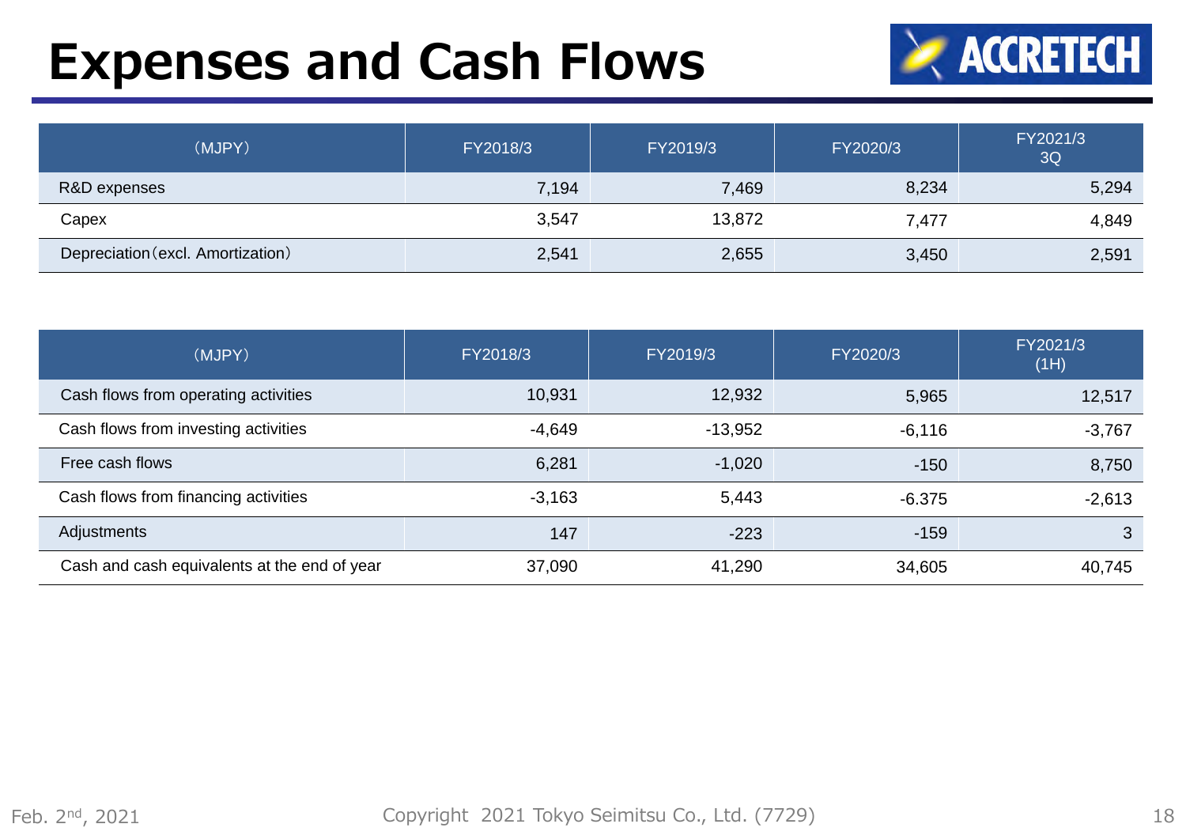# Expenses and Cash Flows

| (MJPY) | FY2018/3 | FY2019/3 | FY2020/3 | FY2021/3 3Q |
|---|---|---|---|---|
| R&D expenses | 7,194 | 7,469 | 8,234 | 5,294 |
| Capex | 3,547 | 13,872 | 7,477 | 4,849 |
| Depreciation(excl. Amortization) | 2,541 | 2,655 | 3,450 | 2,591 |

| (MJPY) | FY2018/3 | FY2019/3 | FY2020/3 | FY2021/3 (1H) |
|---|---|---|---|---|
| Cash flows from operating activities | 10,931 | 12,932 | 5,965 | 12,517 |
| Cash flows from investing activities | -4,649 | -13,952 | -6,116 | -3,767 |
| Free cash flows | 6,281 | -1,020 | -150 | 8,750 |
| Cash flows from financing activities | -3,163 | 5,443 | -6.375 | -2,613 |
| Adjustments | 147 | -223 | -159 | 3 |
| Cash and cash equivalents at the end of year | 37,090 | 41,290 | 34,605 | 40,745 |